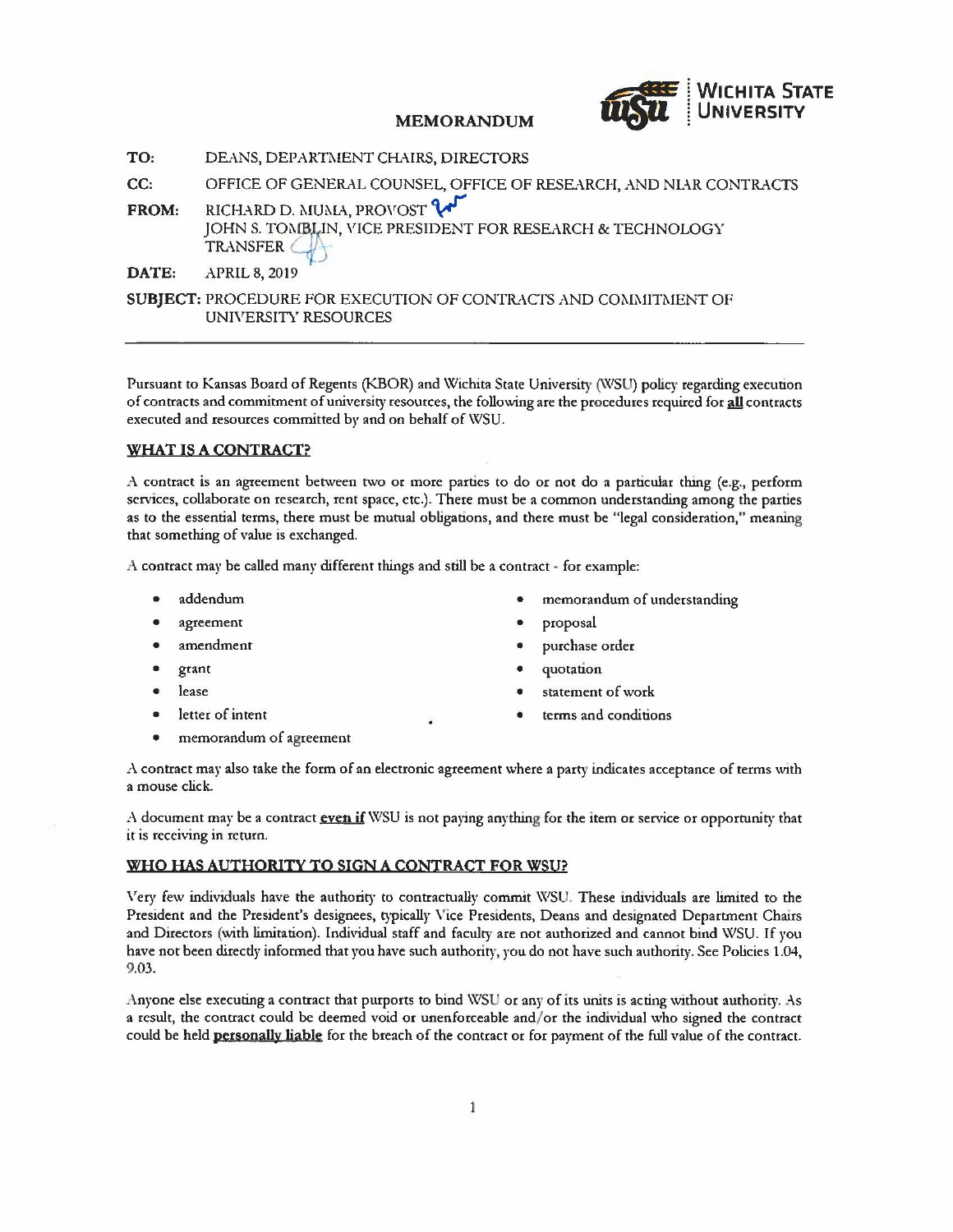# MEMORANDUM

WICHITA STATE UNIVERSITY

**TO:** DEANS, DEPARTMENT CHAIRS, DIRECTORS

**CC:** OFFICE OF GENERAL COUNSEL, OFFICE OF RESEARCH, AND NIAR CONTRACTS

**FROM:** RICHARD D. MUMA, PROVOST
JOHN S. TOMBLIN, VICE PRESIDENT FOR RESEARCH & TECHNOLOGY TRANSFER

**DATE:** APRIL 8, 2019

**SUBJECT:** PROCEDURE FOR EXECUTION OF CONTRACTS AND COMMITMENT OF UNIVERSITY RESOURCES

---

Pursuant to Kansas Board of Regents (KBOR) and Wichita State University (WSU) policy regarding execution of contracts and commitment of university resources, the following are the procedures required for **all** contracts executed and resources committed by and on behalf of WSU.

## WHAT IS A CONTRACT?

A contract is an agreement between two or more parties to do or not do a particular thing (e.g., perform services, collaborate on research, rent space, etc.). There must be a common understanding among the parties as to the essential terms, there must be mutual obligations, and there must be "legal consideration," meaning that something of value is exchanged.

A contract may be called many different things and still be a contract - for example:

- addendum
- agreement
- amendment
- grant
- lease
- letter of intent
- memorandum of agreement
- memorandum of understanding
- proposal
- purchase order
- quotation
- statement of work
- terms and conditions

A contract may also take the form of an electronic agreement where a party indicates acceptance of terms with a mouse click.

A document may be a contract **even if** WSU is not paying anything for the item or service or opportunity that it is receiving in return.

## WHO HAS AUTHORITY TO SIGN A CONTRACT FOR WSU?

Very few individuals have the authority to contractually commit WSU. These individuals are limited to the President and the President's designees, typically Vice Presidents, Deans and designated Department Chairs and Directors (with limitation). Individual staff and faculty are not authorized and cannot bind WSU. If you have not been directly informed that you have such authority, you do not have such authority. See Policies 1.04, 9.03.

Anyone else executing a contract that purports to bind WSU or any of its units is acting without authority. As a result, the contract could be deemed void or unenforceable and/or the individual who signed the contract could be held **personally liable** for the breach of the contract or for payment of the full value of the contract.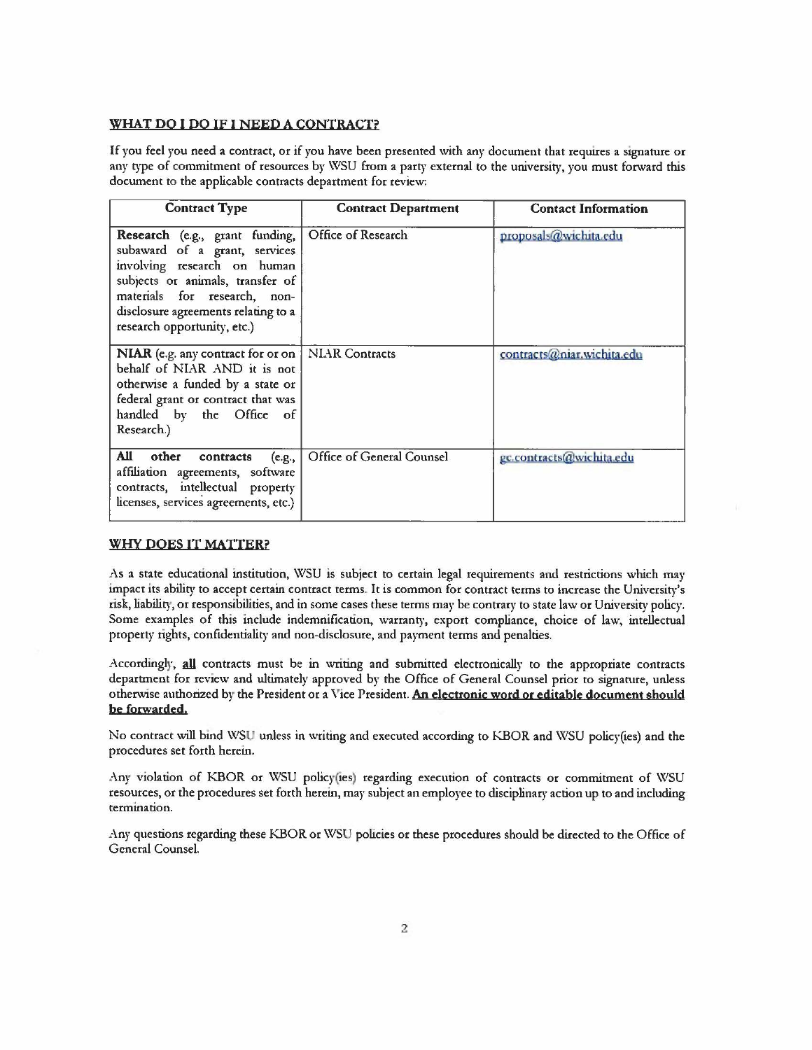## WHAT DO I DO IF I NEED A CONTRACT?

If you feel you need a contract, or if you have been presented with any document that requires a signature or any type of commitment of resources by WSU from a party external to the university, you must forward this document to the applicable contracts department for review:

| Contract Type | Contract Department | Contact Information |
|---|---|---|
| **Research** (e.g., grant funding, subaward of a grant, services involving research on human subjects or animals, transfer of materials for research, non-disclosure agreements relating to a research opportunity, etc.) | Office of Research | proposals@wichita.edu |
| **NIAR** (e.g. any contract for or on behalf of NIAR AND it is not otherwise a funded by a state or federal grant or contract that was handled by the Office of Research.) | NIAR Contracts | contracts@niar.wichita.edu |
| **All other contracts** (e.g., affiliation agreements, software contracts, intellectual property licenses, services agreements, etc.) | Office of General Counsel | gc.contracts@wichita.edu |

## WHY DOES IT MATTER?

As a state educational institution, WSU is subject to certain legal requirements and restrictions which may impact its ability to accept certain contract terms. It is common for contract terms to increase the University's risk, liability, or responsibilities, and in some cases these terms may be contrary to state law or University policy. Some examples of this include indemnification, warranty, export compliance, choice of law, intellectual property rights, confidentiality and non-disclosure, and payment terms and penalties.

Accordingly, **all** contracts must be in writing and submitted electronically to the appropriate contracts department for review and ultimately approved by the Office of General Counsel prior to signature, unless otherwise authorized by the President or a Vice President. **An electronic word or editable document should be forwarded.**

No contract will bind WSU unless in writing and executed according to KBOR and WSU policy(ies) and the procedures set forth herein.

Any violation of KBOR or WSU policy(ies) regarding execution of contracts or commitment of WSU resources, or the procedures set forth herein, may subject an employee to disciplinary action up to and including termination.

Any questions regarding these KBOR or WSU policies or these procedures should be directed to the Office of General Counsel.